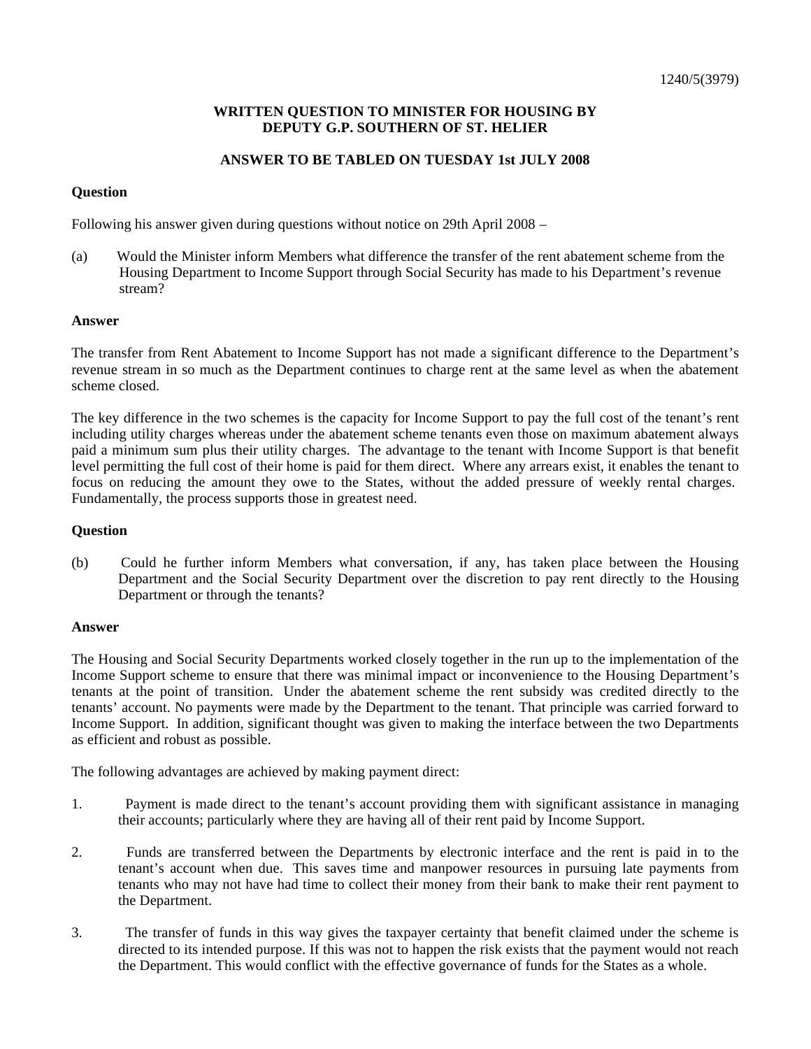1240/5(3979)

**WRITTEN QUESTION TO MINISTER FOR HOUSING BY DEPUTY G.P. SOUTHERN OF ST. HELIER**

**ANSWER TO BE TABLED ON TUESDAY 1st JULY 2008**

**Question**

Following his answer given during questions without notice on 29th April 2008 –

(a) Would the Minister inform Members what difference the transfer of the rent abatement scheme from the Housing Department to Income Support through Social Security has made to his Department's revenue stream?

**Answer**

The transfer from Rent Abatement to Income Support has not made a significant difference to the Department's revenue stream in so much as the Department continues to charge rent at the same level as when the abatement scheme closed.

The key difference in the two schemes is the capacity for Income Support to pay the full cost of the tenant's rent including utility charges whereas under the abatement scheme tenants even those on maximum abatement always paid a minimum sum plus their utility charges. The advantage to the tenant with Income Support is that benefit level permitting the full cost of their home is paid for them direct. Where any arrears exist, it enables the tenant to focus on reducing the amount they owe to the States, without the added pressure of weekly rental charges. Fundamentally, the process supports those in greatest need.

**Question**

(b) Could he further inform Members what conversation, if any, has taken place between the Housing Department and the Social Security Department over the discretion to pay rent directly to the Housing Department or through the tenants?

**Answer**

The Housing and Social Security Departments worked closely together in the run up to the implementation of the Income Support scheme to ensure that there was minimal impact or inconvenience to the Housing Department's tenants at the point of transition. Under the abatement scheme the rent subsidy was credited directly to the tenants' account. No payments were made by the Department to the tenant. That principle was carried forward to Income Support. In addition, significant thought was given to making the interface between the two Departments as efficient and robust as possible.

The following advantages are achieved by making payment direct:

1. Payment is made direct to the tenant's account providing them with significant assistance in managing their accounts; particularly where they are having all of their rent paid by Income Support.

2. Funds are transferred between the Departments by electronic interface and the rent is paid in to the tenant's account when due. This saves time and manpower resources in pursuing late payments from tenants who may not have had time to collect their money from their bank to make their rent payment to the Department.

3. The transfer of funds in this way gives the taxpayer certainty that benefit claimed under the scheme is directed to its intended purpose. If this was not to happen the risk exists that the payment would not reach the Department. This would conflict with the effective governance of funds for the States as a whole.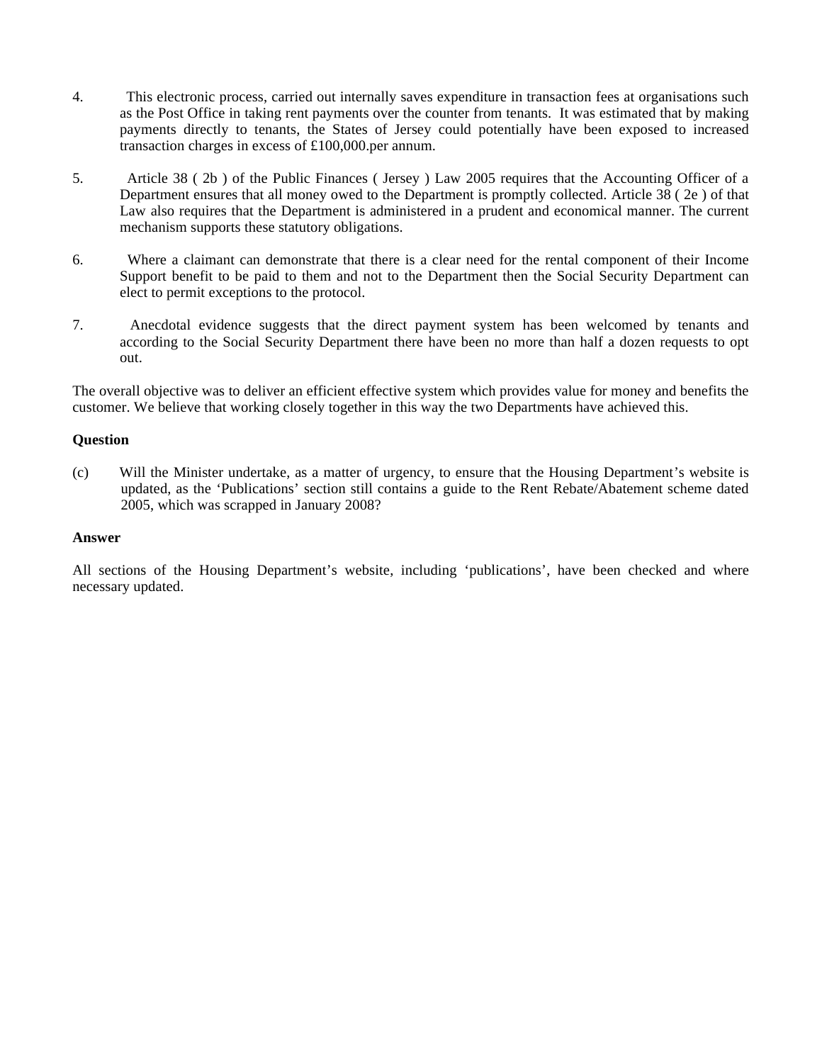4. This electronic process, carried out internally saves expenditure in transaction fees at organisations such as the Post Office in taking rent payments over the counter from tenants. It was estimated that by making payments directly to tenants, the States of Jersey could potentially have been exposed to increased transaction charges in excess of £100,000.per annum.

5. Article 38 ( 2b ) of the Public Finances ( Jersey ) Law 2005 requires that the Accounting Officer of a Department ensures that all money owed to the Department is promptly collected. Article 38 ( 2e ) of that Law also requires that the Department is administered in a prudent and economical manner. The current mechanism supports these statutory obligations.

6. Where a claimant can demonstrate that there is a clear need for the rental component of their Income Support benefit to be paid to them and not to the Department then the Social Security Department can elect to permit exceptions to the protocol.

7. Anecdotal evidence suggests that the direct payment system has been welcomed by tenants and according to the Social Security Department there have been no more than half a dozen requests to opt out.

The overall objective was to deliver an efficient effective system which provides value for money and benefits the customer. We believe that working closely together in this way the two Departments have achieved this.

**Question**

(c) Will the Minister undertake, as a matter of urgency, to ensure that the Housing Department's website is updated, as the 'Publications' section still contains a guide to the Rent Rebate/Abatement scheme dated 2005, which was scrapped in January 2008?

**Answer**

All sections of the Housing Department's website, including 'publications', have been checked and where necessary updated.